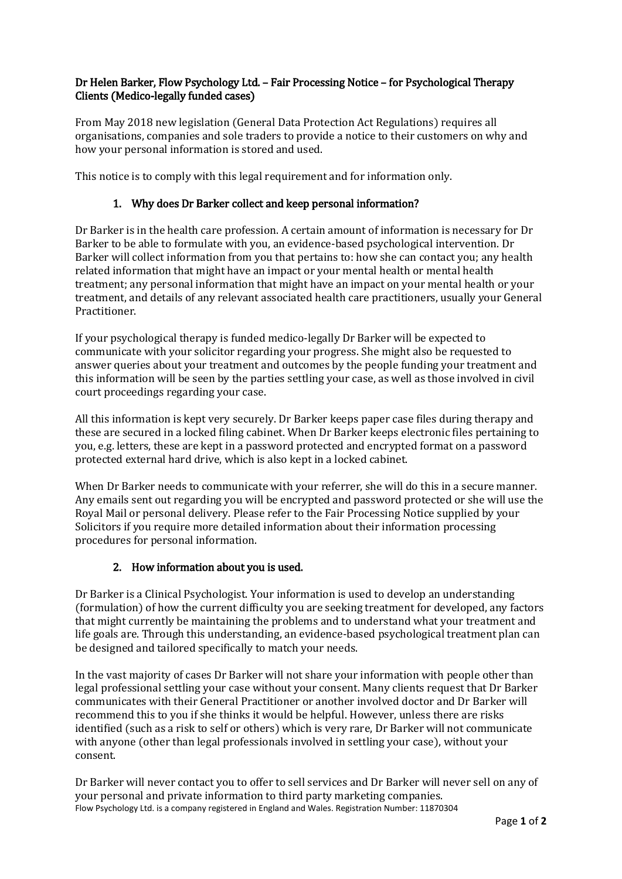**Dr Helen Barker, Flow Psychology Ltd. – Fair Processing Notice – for Psychological Therapy Clients (Medico-legally funded cases)**

From May 2018 new legislation (General Data Protection Act Regulations) requires all organisations, companies and sole traders to provide a notice to their customers on why and how your personal information is stored and used.

This notice is to comply with this legal requirement and for information only.

## 1. Why does Dr Barker collect and keep personal information?

Dr Barker is in the health care profession. A certain amount of information is necessary for Dr Barker to be able to formulate with you, an evidence-based psychological intervention. Dr Barker will collect information from you that pertains to: how she can contact you; any health related information that might have an impact or your mental health or mental health treatment; any personal information that might have an impact on your mental health or your treatment, and details of any relevant associated health care practitioners, usually your General Practitioner.

If your psychological therapy is funded medico-legally Dr Barker will be expected to communicate with your solicitor regarding your progress. She might also be requested to answer queries about your treatment and outcomes by the people funding your treatment and this information will be seen by the parties settling your case, as well as those involved in civil court proceedings regarding your case.

All this information is kept very securely. Dr Barker keeps paper case files during therapy and these are secured in a locked filing cabinet. When Dr Barker keeps electronic files pertaining to you, e.g. letters, these are kept in a password protected and encrypted format on a password protected external hard drive, which is also kept in a locked cabinet.

When Dr Barker needs to communicate with your referrer, she will do this in a secure manner. Any emails sent out regarding you will be encrypted and password protected or she will use the Royal Mail or personal delivery. Please refer to the Fair Processing Notice supplied by your Solicitors if you require more detailed information about their information processing procedures for personal information.

## 2. How information about you is used.

Dr Barker is a Clinical Psychologist. Your information is used to develop an understanding (formulation) of how the current difficulty you are seeking treatment for developed, any factors that might currently be maintaining the problems and to understand what your treatment and life goals are. Through this understanding, an evidence-based psychological treatment plan can be designed and tailored specifically to match your needs.

In the vast majority of cases Dr Barker will not share your information with people other than legal professional settling your case without your consent. Many clients request that Dr Barker communicates with their General Practitioner or another involved doctor and Dr Barker will recommend this to you if she thinks it would be helpful. However, unless there are risks identified (such as a risk to self or others) which is very rare, Dr Barker will not communicate with anyone (other than legal professionals involved in settling your case), without your consent.

Dr Barker will never contact you to offer to sell services and Dr Barker will never sell on any of your personal and private information to third party marketing companies.

Flow Psychology Ltd. is a company registered in England and Wales. Registration Number: 11870304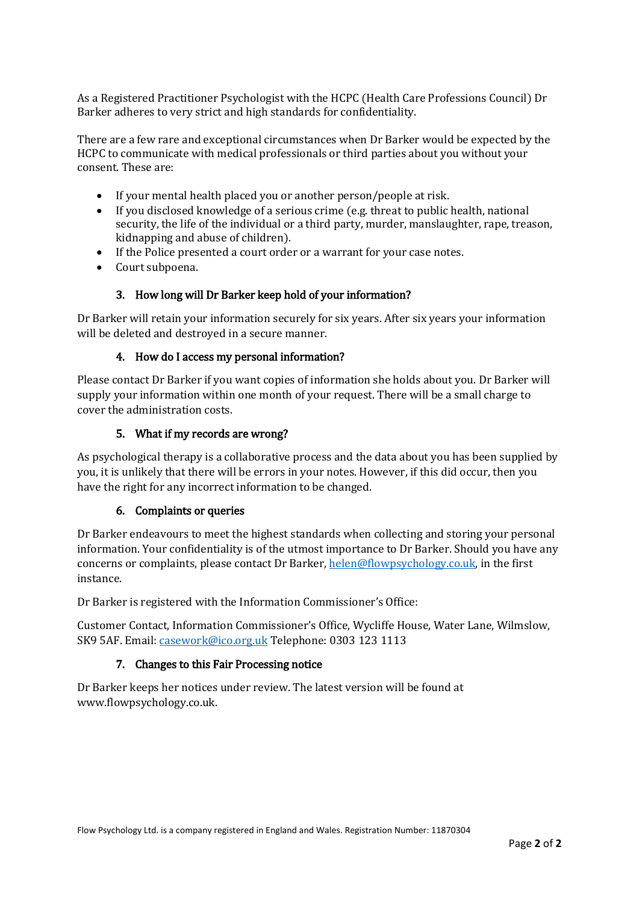As a Registered Practitioner Psychologist with the HCPC (Health Care Professions Council) Dr Barker adheres to very strict and high standards for confidentiality.

There are a few rare and exceptional circumstances when Dr Barker would be expected by the HCPC to communicate with medical professionals or third parties about you without your consent. These are:

- If your mental health placed you or another person/people at risk.
- If you disclosed knowledge of a serious crime (e.g. threat to public health, national security, the life of the individual or a third party, murder, manslaughter, rape, treason, kidnapping and abuse of children).
- If the Police presented a court order or a warrant for your case notes.
- Court subpoena.

## 3. How long will Dr Barker keep hold of your information?

Dr Barker will retain your information securely for six years. After six years your information will be deleted and destroyed in a secure manner.

## 4. How do I access my personal information?

Please contact Dr Barker if you want copies of information she holds about you. Dr Barker will supply your information within one month of your request. There will be a small charge to cover the administration costs.

## 5. What if my records are wrong?

As psychological therapy is a collaborative process and the data about you has been supplied by you, it is unlikely that there will be errors in your notes. However, if this did occur, then you have the right for any incorrect information to be changed.

## 6. Complaints or queries

Dr Barker endeavours to meet the highest standards when collecting and storing your personal information. Your confidentiality is of the utmost importance to Dr Barker. Should you have any concerns or complaints, please contact Dr Barker, helen@flowpsychology.co.uk, in the first instance.

Dr Barker is registered with the Information Commissioner's Office:

Customer Contact, Information Commissioner's Office, Wycliffe House, Water Lane, Wilmslow, SK9 5AF. Email: casework@ico.org.uk Telephone: 0303 123 1113

## 7. Changes to this Fair Processing notice

Dr Barker keeps her notices under review. The latest version will be found at www.flowpsychology.co.uk.

Flow Psychology Ltd. is a company registered in England and Wales. Registration Number: 11870304